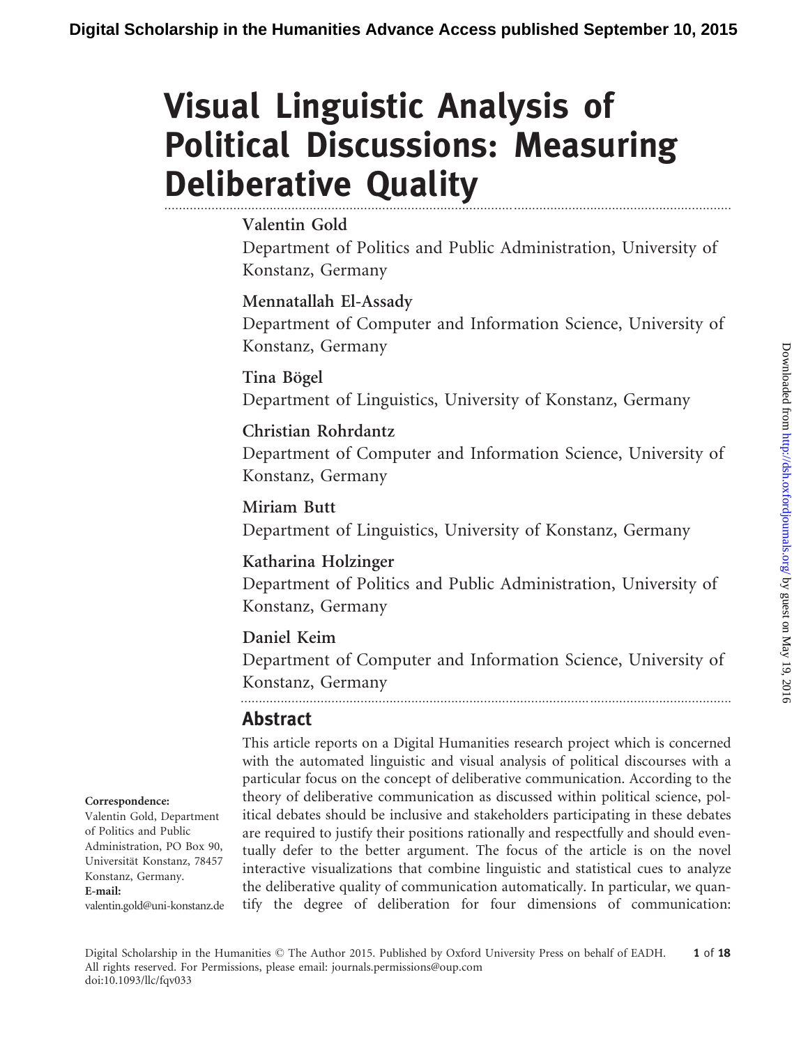# Visual Linguistic Analysis of Political Discussions: Measuring Deliberative Quality

**Valentin Gold**

Department of Politics and Public Administration, University of Konstanz, Germany

**Mennatallah El-Assady**

Department of Computer and Information Science, University of Konstanz, Germany

**Tina Bögel**

Department of Linguistics, University of Konstanz, Germany

**Christian Rohrdantz**

Department of Computer and Information Science, University of Konstanz, Germany

**Miriam Butt**

Department of Linguistics, University of Konstanz, Germany

**Katharina Holzinger**

Department of Politics and Public Administration, University of Konstanz, Germany

**Daniel Keim**

Department of Computer and Information Science, University of Konstanz, Germany

## Abstract

This article reports on a Digital Humanities research project which is concerned with the automated linguistic and visual analysis of political discourses with a particular focus on the concept of deliberative communication. According to the theory of deliberative communication as discussed within political science, political debates should be inclusive and stakeholders participating in these debates are required to justify their positions rationally and respectfully and should eventually defer to the better argument. The focus of the article is on the novel interactive visualizations that combine linguistic and statistical cues to analyze the deliberative quality of communication automatically. In particular, we quantify the degree of deliberation for four dimensions of communication:

**Correspondence:**
Valentin Gold, Department of Politics and Public Administration, PO Box 90, Universität Konstanz, 78457 Konstanz, Germany.
**E-mail:**
valentin.gold@uni-konstanz.de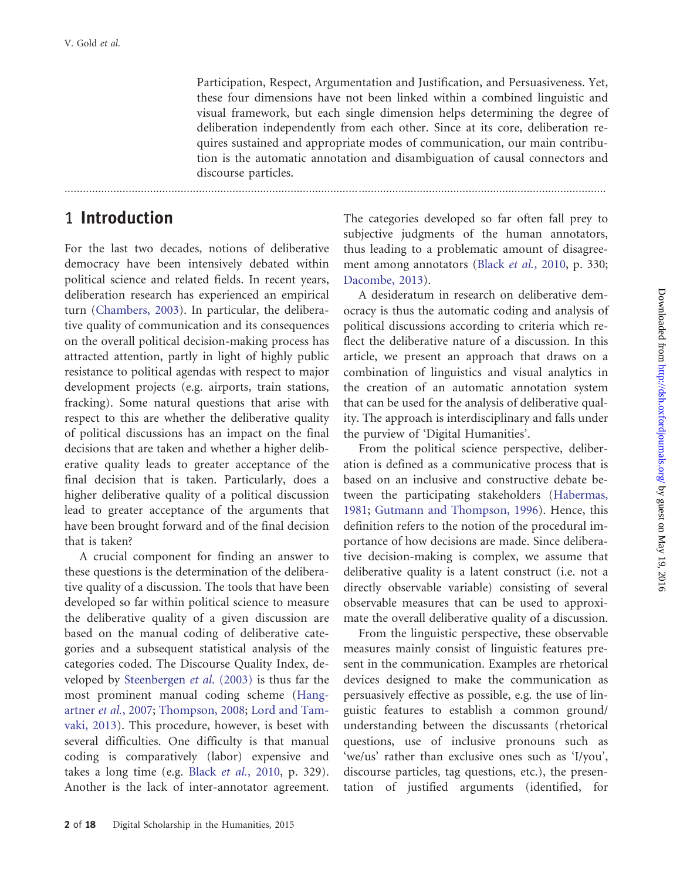Participation, Respect, Argumentation and Justification, and Persuasiveness. Yet, these four dimensions have not been linked within a combined linguistic and visual framework, but each single dimension helps determining the degree of deliberation independently from each other. Since at its core, deliberation requires sustained and appropriate modes of communication, our main contribution is the automatic annotation and disambiguation of causal connectors and discourse particles.

## 1 Introduction

For the last two decades, notions of deliberative democracy have been intensively debated within political science and related fields. In recent years, deliberation research has experienced an empirical turn (Chambers, 2003). In particular, the deliberative quality of communication and its consequences on the overall political decision-making process has attracted attention, partly in light of highly public resistance to political agendas with respect to major development projects (e.g. airports, train stations, fracking). Some natural questions that arise with respect to this are whether the deliberative quality of political discussions has an impact on the final decisions that are taken and whether a higher deliberative quality leads to greater acceptance of the final decision that is taken. Particularly, does a higher deliberative quality of a political discussion lead to greater acceptance of the arguments that have been brought forward and of the final decision that is taken?

A crucial component for finding an answer to these questions is the determination of the deliberative quality of a discussion. The tools that have been developed so far within political science to measure the deliberative quality of a given discussion are based on the manual coding of deliberative categories and a subsequent statistical analysis of the categories coded. The Discourse Quality Index, developed by Steenbergen *et al.* (2003) is thus far the most prominent manual coding scheme (Hangartner *et al.*, 2007; Thompson, 2008; Lord and Tamvaki, 2013). This procedure, however, is beset with several difficulties. One difficulty is that manual coding is comparatively (labor) expensive and takes a long time (e.g. Black *et al.*, 2010, p. 329). Another is the lack of inter-annotator agreement. The categories developed so far often fall prey to subjective judgments of the human annotators, thus leading to a problematic amount of disagreement among annotators (Black *et al.*, 2010, p. 330; Dacombe, 2013).

A desideratum in research on deliberative democracy is thus the automatic coding and analysis of political discussions according to criteria which reflect the deliberative nature of a discussion. In this article, we present an approach that draws on a combination of linguistics and visual analytics in the creation of an automatic annotation system that can be used for the analysis of deliberative quality. The approach is interdisciplinary and falls under the purview of 'Digital Humanities'.

From the political science perspective, deliberation is defined as a communicative process that is based on an inclusive and constructive debate between the participating stakeholders (Habermas, 1981; Gutmann and Thompson, 1996). Hence, this definition refers to the notion of the procedural importance of how decisions are made. Since deliberative decision-making is complex, we assume that deliberative quality is a latent construct (i.e. not a directly observable variable) consisting of several observable measures that can be used to approximate the overall deliberative quality of a discussion.

From the linguistic perspective, these observable measures mainly consist of linguistic features present in the communication. Examples are rhetorical devices designed to make the communication as persuasively effective as possible, e.g. the use of linguistic features to establish a common ground/understanding between the discussants (rhetorical questions, use of inclusive pronouns such as 'we/us' rather than exclusive ones such as 'I/you', discourse particles, tag questions, etc.), the presentation of justified arguments (identified, for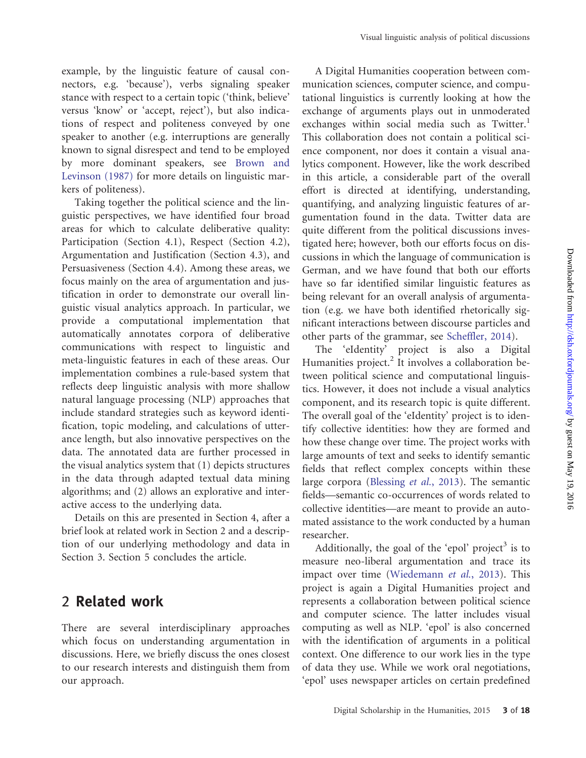example, by the linguistic feature of causal connectors, e.g. 'because'), verbs signaling speaker stance with respect to a certain topic ('think, believe' versus 'know' or 'accept, reject'), but also indications of respect and politeness conveyed by one speaker to another (e.g. interruptions are generally known to signal disrespect and tend to be employed by more dominant speakers, see Brown and Levinson (1987) for more details on linguistic markers of politeness).

Taking together the political science and the linguistic perspectives, we have identified four broad areas for which to calculate deliberative quality: Participation (Section 4.1), Respect (Section 4.2), Argumentation and Justification (Section 4.3), and Persuasiveness (Section 4.4). Among these areas, we focus mainly on the area of argumentation and justification in order to demonstrate our overall linguistic visual analytics approach. In particular, we provide a computational implementation that automatically annotates corpora of deliberative communications with respect to linguistic and meta-linguistic features in each of these areas. Our implementation combines a rule-based system that reflects deep linguistic analysis with more shallow natural language processing (NLP) approaches that include standard strategies such as keyword identification, topic modeling, and calculations of utterance length, but also innovative perspectives on the data. The annotated data are further processed in the visual analytics system that (1) depicts structures in the data through adapted textual data mining algorithms; and (2) allows an explorative and interactive access to the underlying data.

Details on this are presented in Section 4, after a brief look at related work in Section 2 and a description of our underlying methodology and data in Section 3. Section 5 concludes the article.

## 2 Related work

There are several interdisciplinary approaches which focus on understanding argumentation in discussions. Here, we briefly discuss the ones closest to our research interests and distinguish them from our approach.

A Digital Humanities cooperation between communication sciences, computer science, and computational linguistics is currently looking at how the exchange of arguments plays out in unmoderated exchanges within social media such as Twitter.[1] This collaboration does not contain a political science component, nor does it contain a visual analytics component. However, like the work described in this article, a considerable part of the overall effort is directed at identifying, understanding, quantifying, and analyzing linguistic features of argumentation found in the data. Twitter data are quite different from the political discussions investigated here; however, both our efforts focus on discussions in which the language of communication is German, and we have found that both our efforts have so far identified similar linguistic features as being relevant for an overall analysis of argumentation (e.g. we have both identified rhetorically significant interactions between discourse particles and other parts of the grammar, see Scheffler, 2014).

The 'eIdentity' project is also a Digital Humanities project.[2] It involves a collaboration between political science and computational linguistics. However, it does not include a visual analytics component, and its research topic is quite different. The overall goal of the 'eIdentity' project is to identify collective identities: how they are formed and how these change over time. The project works with large amounts of text and seeks to identify semantic fields that reflect complex concepts within these large corpora (Blessing *et al.*, 2013). The semantic fields—semantic co-occurrences of words related to collective identities—are meant to provide an automated assistance to the work conducted by a human researcher.

Additionally, the goal of the 'epol' project[3] is to measure neo-liberal argumentation and trace its impact over time (Wiedemann *et al.*, 2013). This project is again a Digital Humanities project and represents a collaboration between political science and computer science. The latter includes visual computing as well as NLP. 'epol' is also concerned with the identification of arguments in a political context. One difference to our work lies in the type of data they use. While we work oral negotiations, 'epol' uses newspaper articles on certain predefined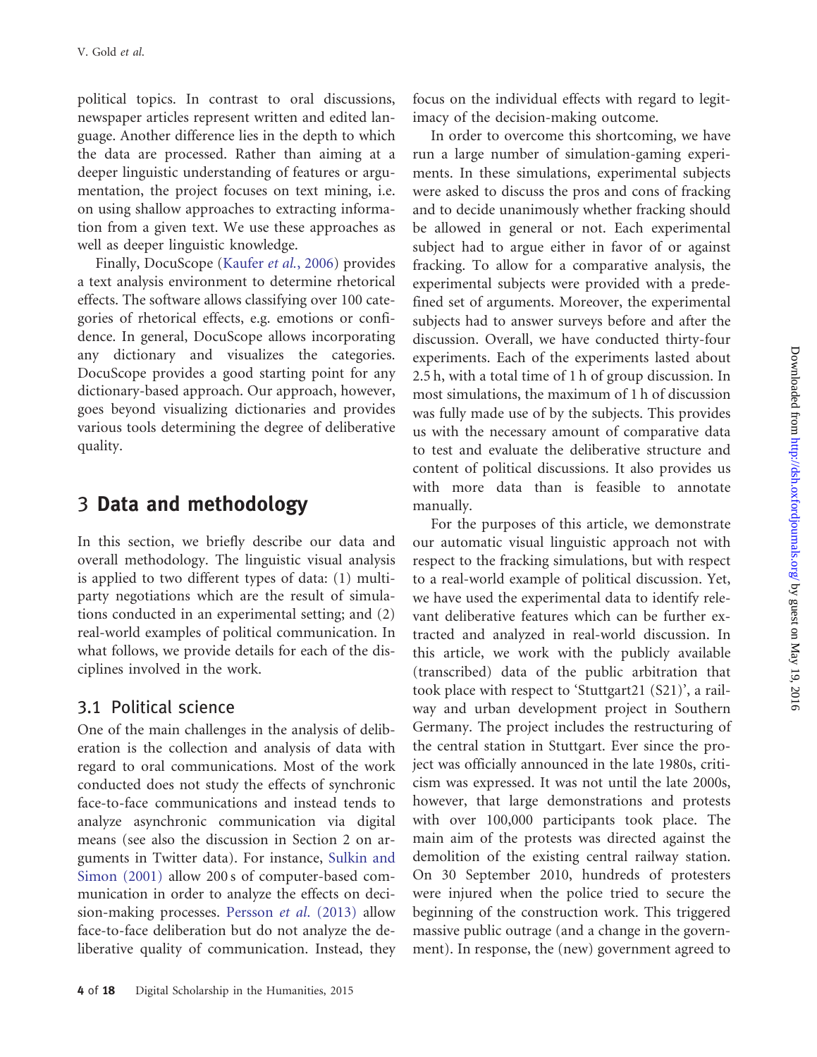political topics. In contrast to oral discussions, newspaper articles represent written and edited language. Another difference lies in the depth to which the data are processed. Rather than aiming at a deeper linguistic understanding of features or argumentation, the project focuses on text mining, i.e. on using shallow approaches to extracting information from a given text. We use these approaches as well as deeper linguistic knowledge.

Finally, DocuScope (Kaufer *et al.*, 2006) provides a text analysis environment to determine rhetorical effects. The software allows classifying over 100 categories of rhetorical effects, e.g. emotions or confidence. In general, DocuScope allows incorporating any dictionary and visualizes the categories. DocuScope provides a good starting point for any dictionary-based approach. Our approach, however, goes beyond visualizing dictionaries and provides various tools determining the degree of deliberative quality.

## 3 Data and methodology

In this section, we briefly describe our data and overall methodology. The linguistic visual analysis is applied to two different types of data: (1) multiparty negotiations which are the result of simulations conducted in an experimental setting; and (2) real-world examples of political communication. In what follows, we provide details for each of the disciplines involved in the work.

### 3.1 Political science

One of the main challenges in the analysis of deliberation is the collection and analysis of data with regard to oral communications. Most of the work conducted does not study the effects of synchronic face-to-face communications and instead tends to analyze asynchronic communication via digital means (see also the discussion in Section 2 on arguments in Twitter data). For instance, Sulkin and Simon (2001) allow 200 s of computer-based communication in order to analyze the effects on decision-making processes. Persson *et al.* (2013) allow face-to-face deliberation but do not analyze the deliberative quality of communication. Instead, they focus on the individual effects with regard to legitimacy of the decision-making outcome.

In order to overcome this shortcoming, we have run a large number of simulation-gaming experiments. In these simulations, experimental subjects were asked to discuss the pros and cons of fracking and to decide unanimously whether fracking should be allowed in general or not. Each experimental subject had to argue either in favor of or against fracking. To allow for a comparative analysis, the experimental subjects were provided with a predefined set of arguments. Moreover, the experimental subjects had to answer surveys before and after the discussion. Overall, we have conducted thirty-four experiments. Each of the experiments lasted about 2.5 h, with a total time of 1 h of group discussion. In most simulations, the maximum of 1 h of discussion was fully made use of by the subjects. This provides us with the necessary amount of comparative data to test and evaluate the deliberative structure and content of political discussions. It also provides us with more data than is feasible to annotate manually.

For the purposes of this article, we demonstrate our automatic visual linguistic approach not with respect to the fracking simulations, but with respect to a real-world example of political discussion. Yet, we have used the experimental data to identify relevant deliberative features which can be further extracted and analyzed in real-world discussion. In this article, we work with the publicly available (transcribed) data of the public arbitration that took place with respect to 'Stuttgart21 (S21)', a railway and urban development project in Southern Germany. The project includes the restructuring of the central station in Stuttgart. Ever since the project was officially announced in the late 1980s, criticism was expressed. It was not until the late 2000s, however, that large demonstrations and protests with over 100,000 participants took place. The main aim of the protests was directed against the demolition of the existing central railway station. On 30 September 2010, hundreds of protesters were injured when the police tried to secure the beginning of the construction work. This triggered massive public outrage (and a change in the government). In response, the (new) government agreed to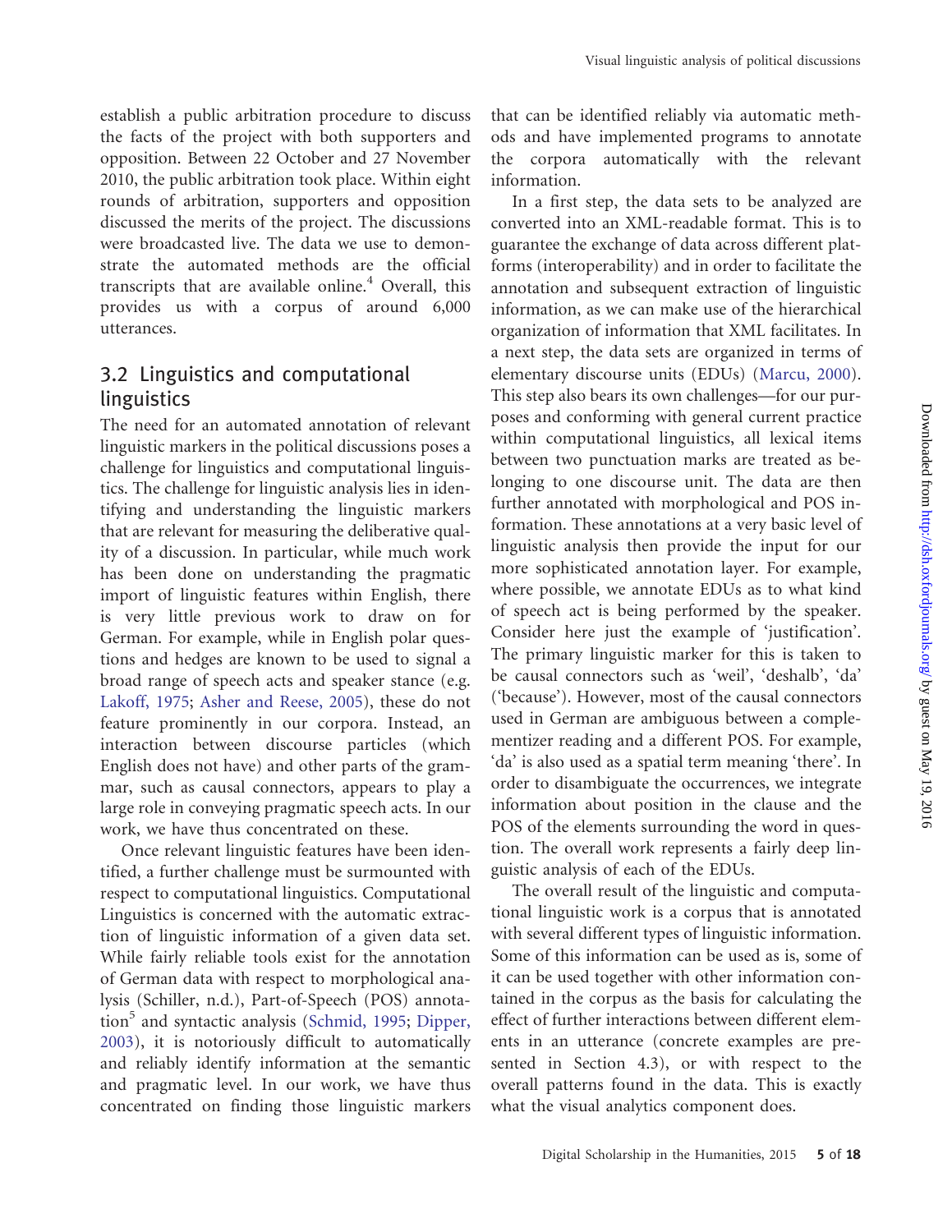establish a public arbitration procedure to discuss the facts of the project with both supporters and opposition. Between 22 October and 27 November 2010, the public arbitration took place. Within eight rounds of arbitration, supporters and opposition discussed the merits of the project. The discussions were broadcasted live. The data we use to demonstrate the automated methods are the official transcripts that are available online.[4] Overall, this provides us with a corpus of around 6,000 utterances.

## 3.2 Linguistics and computational linguistics

The need for an automated annotation of relevant linguistic markers in the political discussions poses a challenge for linguistics and computational linguistics. The challenge for linguistic analysis lies in identifying and understanding the linguistic markers that are relevant for measuring the deliberative quality of a discussion. In particular, while much work has been done on understanding the pragmatic import of linguistic features within English, there is very little previous work to draw on for German. For example, while in English polar questions and hedges are known to be used to signal a broad range of speech acts and speaker stance (e.g. Lakoff, 1975; Asher and Reese, 2005), these do not feature prominently in our corpora. Instead, an interaction between discourse particles (which English does not have) and other parts of the grammar, such as causal connectors, appears to play a large role in conveying pragmatic speech acts. In our work, we have thus concentrated on these.

Once relevant linguistic features have been identified, a further challenge must be surmounted with respect to computational linguistics. Computational Linguistics is concerned with the automatic extraction of linguistic information of a given data set. While fairly reliable tools exist for the annotation of German data with respect to morphological analysis (Schiller, n.d.), Part-of-Speech (POS) annotation[5] and syntactic analysis (Schmid, 1995; Dipper, 2003), it is notoriously difficult to automatically and reliably identify information at the semantic and pragmatic level. In our work, we have thus concentrated on finding those linguistic markers that can be identified reliably via automatic methods and have implemented programs to annotate the corpora automatically with the relevant information.

In a first step, the data sets to be analyzed are converted into an XML-readable format. This is to guarantee the exchange of data across different platforms (interoperability) and in order to facilitate the annotation and subsequent extraction of linguistic information, as we can make use of the hierarchical organization of information that XML facilitates. In a next step, the data sets are organized in terms of elementary discourse units (EDUs) (Marcu, 2000). This step also bears its own challenges—for our purposes and conforming with general current practice within computational linguistics, all lexical items between two punctuation marks are treated as belonging to one discourse unit. The data are then further annotated with morphological and POS information. These annotations at a very basic level of linguistic analysis then provide the input for our more sophisticated annotation layer. For example, where possible, we annotate EDUs as to what kind of speech act is being performed by the speaker. Consider here just the example of 'justification'. The primary linguistic marker for this is taken to be causal connectors such as 'weil', 'deshalb', 'da' ('because'). However, most of the causal connectors used in German are ambiguous between a complementizer reading and a different POS. For example, 'da' is also used as a spatial term meaning 'there'. In order to disambiguate the occurrences, we integrate information about position in the clause and the POS of the elements surrounding the word in question. The overall work represents a fairly deep linguistic analysis of each of the EDUs.

The overall result of the linguistic and computational linguistic work is a corpus that is annotated with several different types of linguistic information. Some of this information can be used as is, some of it can be used together with other information contained in the corpus as the basis for calculating the effect of further interactions between different elements in an utterance (concrete examples are presented in Section 4.3), or with respect to the overall patterns found in the data. This is exactly what the visual analytics component does.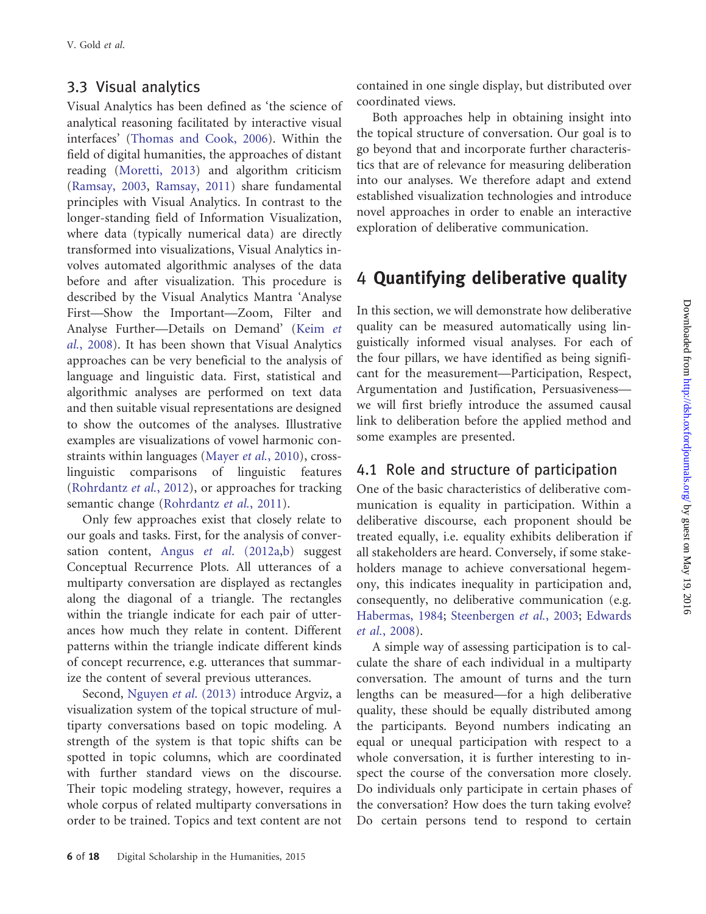### 3.3 Visual analytics

Visual Analytics has been defined as 'the science of analytical reasoning facilitated by interactive visual interfaces' (Thomas and Cook, 2006). Within the field of digital humanities, the approaches of distant reading (Moretti, 2013) and algorithm criticism (Ramsay, 2003, Ramsay, 2011) share fundamental principles with Visual Analytics. In contrast to the longer-standing field of Information Visualization, where data (typically numerical data) are directly transformed into visualizations, Visual Analytics involves automated algorithmic analyses of the data before and after visualization. This procedure is described by the Visual Analytics Mantra 'Analyse First—Show the Important—Zoom, Filter and Analyse Further—Details on Demand' (Keim *et al.*, 2008). It has been shown that Visual Analytics approaches can be very beneficial to the analysis of language and linguistic data. First, statistical and algorithmic analyses are performed on text data and then suitable visual representations are designed to show the outcomes of the analyses. Illustrative examples are visualizations of vowel harmonic constraints within languages (Mayer *et al.*, 2010), cross-linguistic comparisons of linguistic features (Rohrdantz *et al.*, 2012), or approaches for tracking semantic change (Rohrdantz *et al.*, 2011).

Only few approaches exist that closely relate to our goals and tasks. First, for the analysis of conversation content, Angus *et al.* (2012a,b) suggest Conceptual Recurrence Plots. All utterances of a multiparty conversation are displayed as rectangles along the diagonal of a triangle. The rectangles within the triangle indicate for each pair of utterances how much they relate in content. Different patterns within the triangle indicate different kinds of concept recurrence, e.g. utterances that summarize the content of several previous utterances.

Second, Nguyen *et al.* (2013) introduce Argviz, a visualization system of the topical structure of multiparty conversations based on topic modeling. A strength of the system is that topic shifts can be spotted in topic columns, which are coordinated with further standard views on the discourse. Their topic modeling strategy, however, requires a whole corpus of related multiparty conversations in order to be trained. Topics and text content are not contained in one single display, but distributed over coordinated views.

Both approaches help in obtaining insight into the topical structure of conversation. Our goal is to go beyond that and incorporate further characteristics that are of relevance for measuring deliberation into our analyses. We therefore adapt and extend established visualization technologies and introduce novel approaches in order to enable an interactive exploration of deliberative communication.

## 4 Quantifying deliberative quality

In this section, we will demonstrate how deliberative quality can be measured automatically using linguistically informed visual analyses. For each of the four pillars, we have identified as being significant for the measurement—Participation, Respect, Argumentation and Justification, Persuasiveness—we will first briefly introduce the assumed causal link to deliberation before the applied method and some examples are presented.

### 4.1 Role and structure of participation

One of the basic characteristics of deliberative communication is equality in participation. Within a deliberative discourse, each proponent should be treated equally, i.e. equality exhibits deliberation if all stakeholders are heard. Conversely, if some stakeholders manage to achieve conversational hegemony, this indicates inequality in participation and, consequently, no deliberative communication (e.g. Habermas, 1984; Steenbergen *et al.*, 2003; Edwards *et al.*, 2008).

A simple way of assessing participation is to calculate the share of each individual in a multiparty conversation. The amount of turns and the turn lengths can be measured—for a high deliberative quality, these should be equally distributed among the participants. Beyond numbers indicating an equal or unequal participation with respect to a whole conversation, it is further interesting to inspect the course of the conversation more closely. Do individuals only participate in certain phases of the conversation? How does the turn taking evolve? Do certain persons tend to respond to certain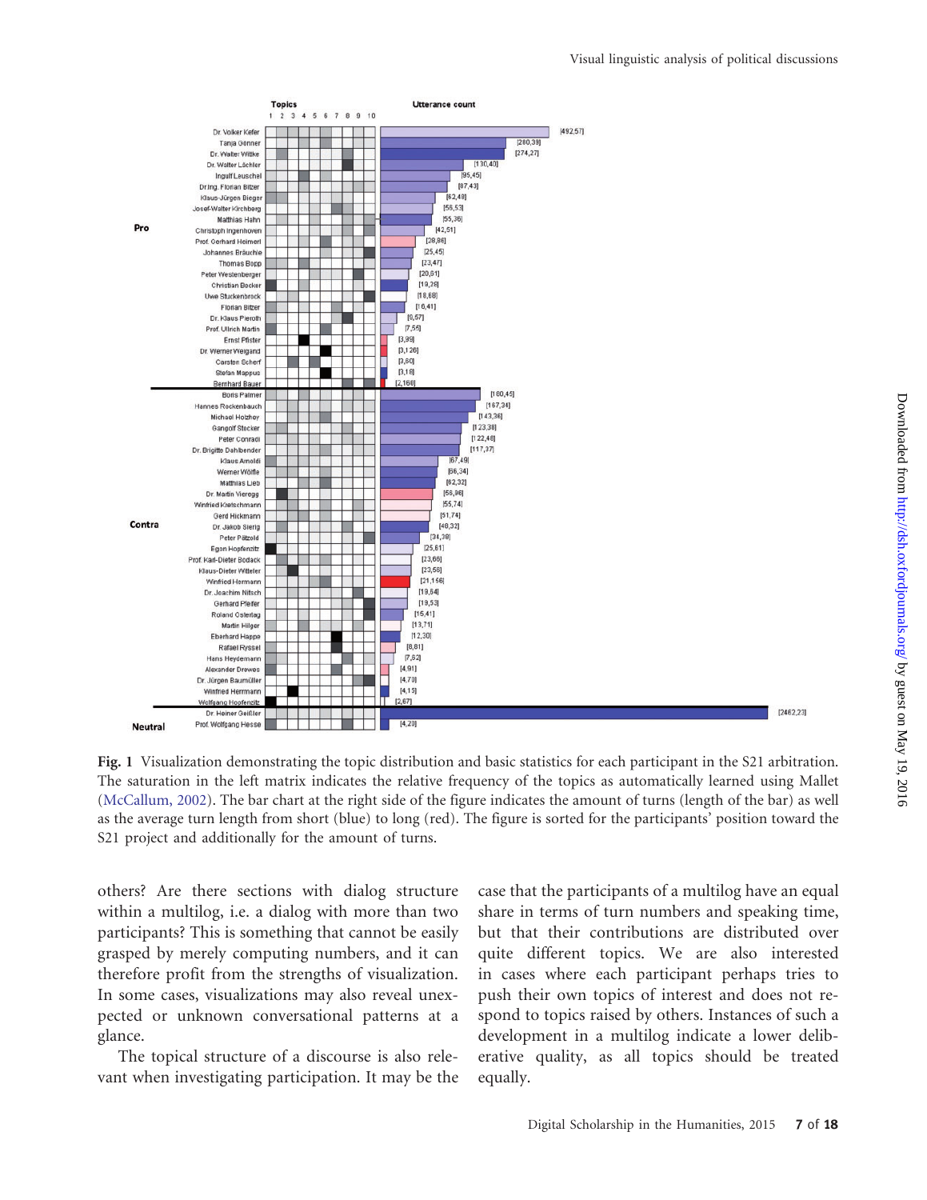**Fig. 1** Visualization demonstrating the topic distribution and basic statistics for each participant in the S21 arbitration. The saturation in the left matrix indicates the relative frequency of the topics as automatically learned using Mallet (McCallum, 2002). The bar chart at the right side of the figure indicates the amount of turns (length of the bar) as well as the average turn length from short (blue) to long (red). The figure is sorted for the participants' position toward the S21 project and additionally for the amount of turns.

others? Are there sections with dialog structure within a multilog, i.e. a dialog with more than two participants? This is something that cannot be easily grasped by merely computing numbers, and it can therefore profit from the strengths of visualization. In some cases, visualizations may also reveal unexpected or unknown conversational patterns at a glance.

The topical structure of a discourse is also relevant when investigating participation. It may be the case that the participants of a multilog have an equal share in terms of turn numbers and speaking time, but that their contributions are distributed over quite different topics. We are also interested in cases where each participant perhaps tries to push their own topics of interest and does not respond to topics raised by others. Instances of such a development in a multilog indicate a lower deliberative quality, as all topics should be treated equally.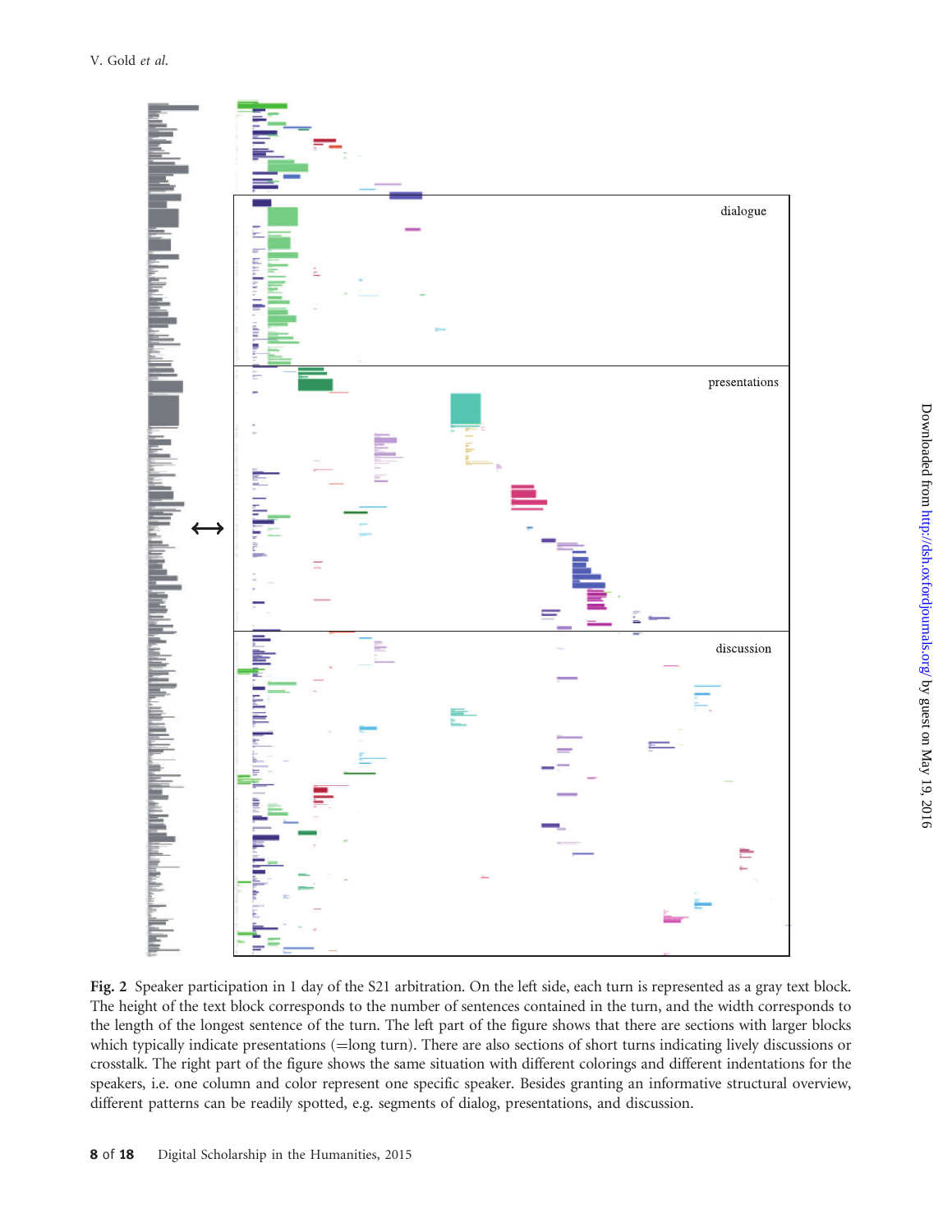**Fig. 2** Speaker participation in 1 day of the S21 arbitration. On the left side, each turn is represented as a gray text block. The height of the text block corresponds to the number of sentences contained in the turn, and the width corresponds to the length of the longest sentence of the turn. The left part of the figure shows that there are sections with larger blocks which typically indicate presentations (=long turn). There are also sections of short turns indicating lively discussions or crosstalk. The right part of the figure shows the same situation with different colorings and different indentations for the speakers, i.e. one column and color represent one specific speaker. Besides granting an informative structural overview, different patterns can be readily spotted, e.g. segments of dialog, presentations, and discussion.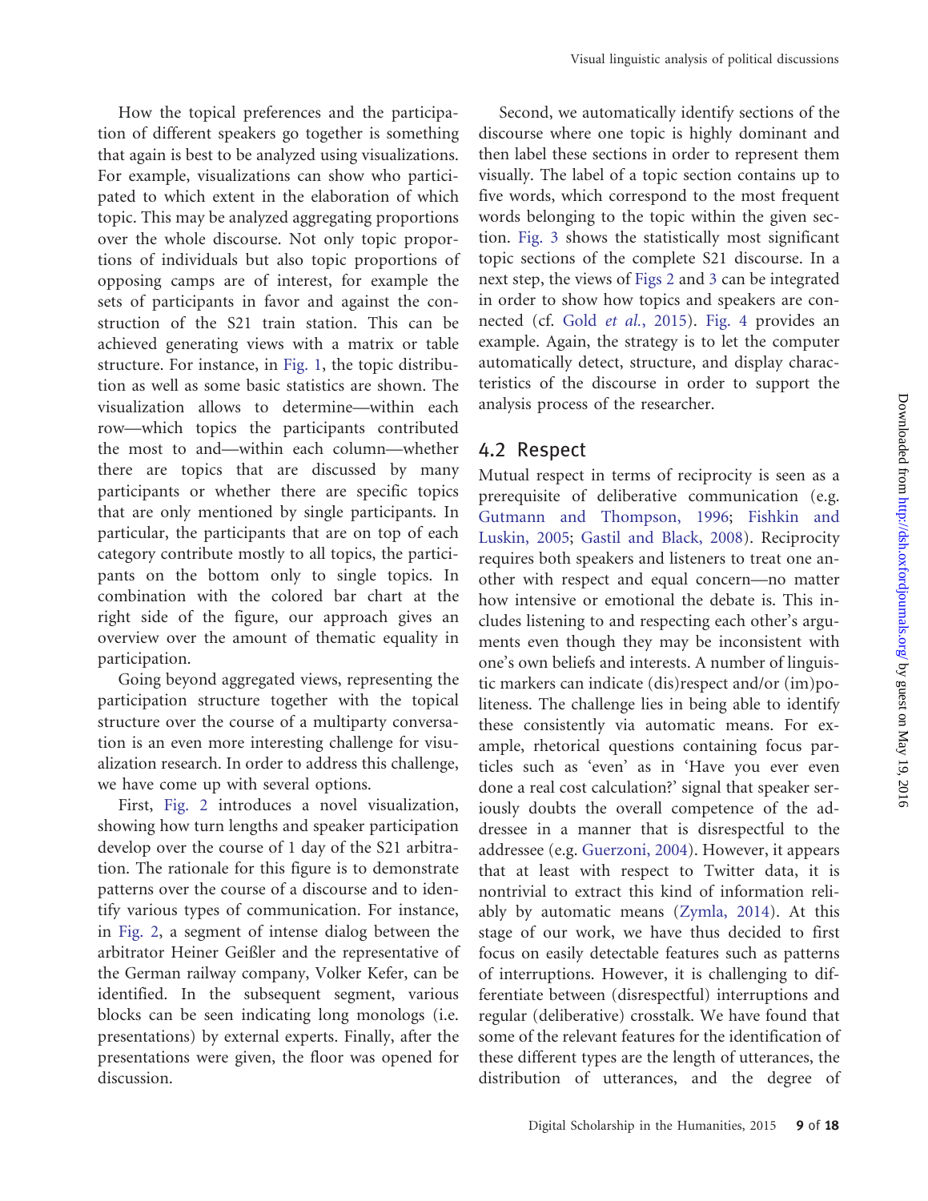How the topical preferences and the participation of different speakers go together is something that again is best to be analyzed using visualizations. For example, visualizations can show who participated to which extent in the elaboration of which topic. This may be analyzed aggregating proportions over the whole discourse. Not only topic proportions of individuals but also topic proportions of opposing camps are of interest, for example the sets of participants in favor and against the construction of the S21 train station. This can be achieved generating views with a matrix or table structure. For instance, in Fig. 1, the topic distribution as well as some basic statistics are shown. The visualization allows to determine—within each row—which topics the participants contributed the most to and—within each column—whether there are topics that are discussed by many participants or whether there are specific topics that are only mentioned by single participants. In particular, the participants that are on top of each category contribute mostly to all topics, the participants on the bottom only to single topics. In combination with the colored bar chart at the right side of the figure, our approach gives an overview over the amount of thematic equality in participation.

Going beyond aggregated views, representing the participation structure together with the topical structure over the course of a multiparty conversation is an even more interesting challenge for visualization research. In order to address this challenge, we have come up with several options.

First, Fig. 2 introduces a novel visualization, showing how turn lengths and speaker participation develop over the course of 1 day of the S21 arbitration. The rationale for this figure is to demonstrate patterns over the course of a discourse and to identify various types of communication. For instance, in Fig. 2, a segment of intense dialog between the arbitrator Heiner Geißler and the representative of the German railway company, Volker Kefer, can be identified. In the subsequent segment, various blocks can be seen indicating long monologs (i.e. presentations) by external experts. Finally, after the presentations were given, the floor was opened for discussion.

Second, we automatically identify sections of the discourse where one topic is highly dominant and then label these sections in order to represent them visually. The label of a topic section contains up to five words, which correspond to the most frequent words belonging to the topic within the given section. Fig. 3 shows the statistically most significant topic sections of the complete S21 discourse. In a next step, the views of Figs 2 and 3 can be integrated in order to show how topics and speakers are connected (cf. Gold *et al.*, 2015). Fig. 4 provides an example. Again, the strategy is to let the computer automatically detect, structure, and display characteristics of the discourse in order to support the analysis process of the researcher.

## 4.2 Respect

Mutual respect in terms of reciprocity is seen as a prerequisite of deliberative communication (e.g. Gutmann and Thompson, 1996; Fishkin and Luskin, 2005; Gastil and Black, 2008). Reciprocity requires both speakers and listeners to treat one another with respect and equal concern—no matter how intensive or emotional the debate is. This includes listening to and respecting each other's arguments even though they may be inconsistent with one's own beliefs and interests. A number of linguistic markers can indicate (dis)respect and/or (im)politeness. The challenge lies in being able to identify these consistently via automatic means. For example, rhetorical questions containing focus particles such as 'even' as in 'Have you ever even done a real cost calculation?' signal that speaker seriously doubts the overall competence of the addressee in a manner that is disrespectful to the addressee (e.g. Guerzoni, 2004). However, it appears that at least with respect to Twitter data, it is nontrivial to extract this kind of information reliably by automatic means (Zymla, 2014). At this stage of our work, we have thus decided to first focus on easily detectable features such as patterns of interruptions. However, it is challenging to differentiate between (disrespectful) interruptions and regular (deliberative) crosstalk. We have found that some of the relevant features for the identification of these different types are the length of utterances, the distribution of utterances, and the degree of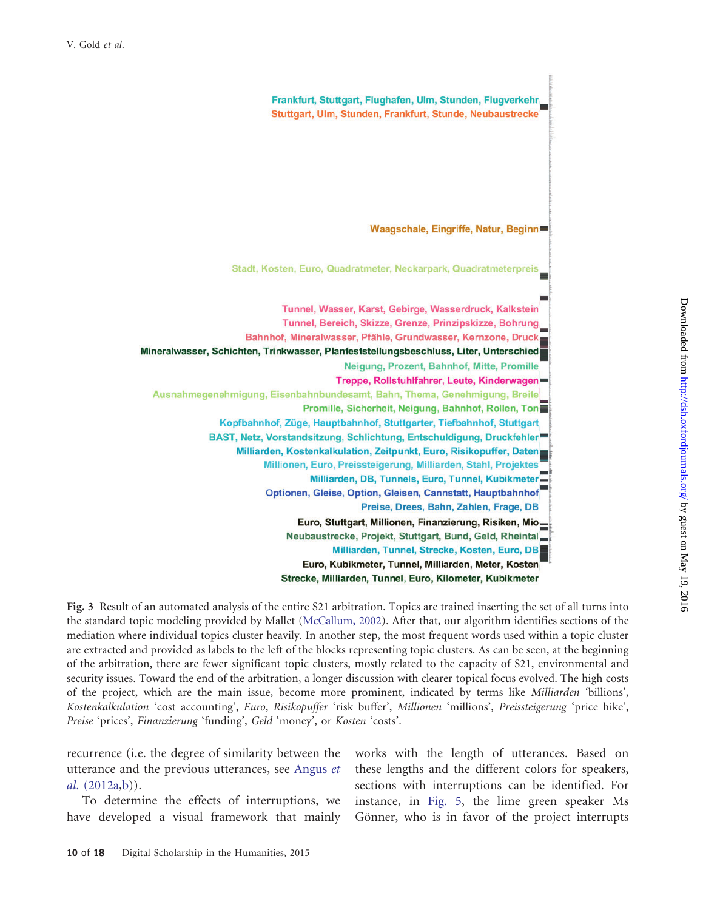Frankfurt, Stuttgart, Flughafen, Ulm, Stunden, Flugverkehr
Stuttgart, Ulm, Stunden, Frankfurt, Stunde, Neubaustrecke

Waagschale, Eingriffe, Natur, Beginn

Stadt, Kosten, Euro, Quadratmeter, Neckarpark, Quadratmeterpreis

Tunnel, Wasser, Karst, Gebirge, Wasserdruck, Kalkstein
Tunnel, Bereich, Skizze, Grenze, Prinzipskizze, Bohrung
Bahnhof, Mineralwasser, Pfähle, Grundwasser, Kernzone, Druck
Mineralwasser, Schichten, Trinkwasser, Planfeststellungsbeschluss, Liter, Unterschied
Neigung, Prozent, Bahnhof, Mitte, Promille
Treppe, Rollstuhlfahrer, Leute, Kinderwagen
Ausnahmegenehmigung, Eisenbahnbundesamt, Bahn, Thema, Genehmigung, Breite
Promille, Sicherheit, Neigung, Bahnhof, Rollen, Ton
Kopfbahnhof, Züge, Hauptbahnhof, Stuttgarter, Tiefbahnhof, Stuttgart
BAST, Netz, Vorstandsitzung, Schlichtung, Entschuldigung, Druckfehler
Milliarden, Kostenkalkulation, Zeitpunkt, Euro, Risikopuffer, Daten
Millionen, Euro, Preissteigerung, Milliarden, Stahl, Projektes
Milliarden, DB, Tunnels, Euro, Tunnel, Kubikmeter
Optionen, Gleise, Option, Gleisen, Cannstatt, Hauptbahnhof
Preise, Drees, Bahn, Zahlen, Frage, DB
Euro, Stuttgart, Millionen, Finanzierung, Risiken, Mio
Neubaustrecke, Projekt, Stuttgart, Bund, Geld, Rheintal
Milliarden, Tunnel, Strecke, Kosten, Euro, DB
Euro, Kubikmeter, Tunnel, Milliarden, Meter, Kosten
Strecke, Milliarden, Tunnel, Euro, Kilometer, Kubikmeter

**Fig. 3** Result of an automated analysis of the entire S21 arbitration. Topics are trained inserting the set of all turns into the standard topic modeling provided by Mallet (McCallum, 2002). After that, our algorithm identifies sections of the mediation where individual topics cluster heavily. In another step, the most frequent words used within a topic cluster are extracted and provided as labels to the left of the blocks representing topic clusters. As can be seen, at the beginning of the arbitration, there are fewer significant topic clusters, mostly related to the capacity of S21, environmental and security issues. Toward the end of the arbitration, a longer discussion with clearer topical focus evolved. The high costs of the project, which are the main issue, become more prominent, indicated by terms like *Milliarden* 'billions', *Kostenkalkulation* 'cost accounting', *Euro*, *Risikopuffer* 'risk buffer', *Millionen* 'millions', *Preissteigerung* 'price hike', *Preise* 'prices', *Finanzierung* 'funding', *Geld* 'money', or *Kosten* 'costs'.

recurrence (i.e. the degree of similarity between the utterance and the previous utterances, see Angus *et al.* (2012a,b)).

To determine the effects of interruptions, we have developed a visual framework that mainly works with the length of utterances. Based on these lengths and the different colors for speakers, sections with interruptions can be identified. For instance, in Fig. 5, the lime green speaker Ms Gönner, who is in favor of the project interrupts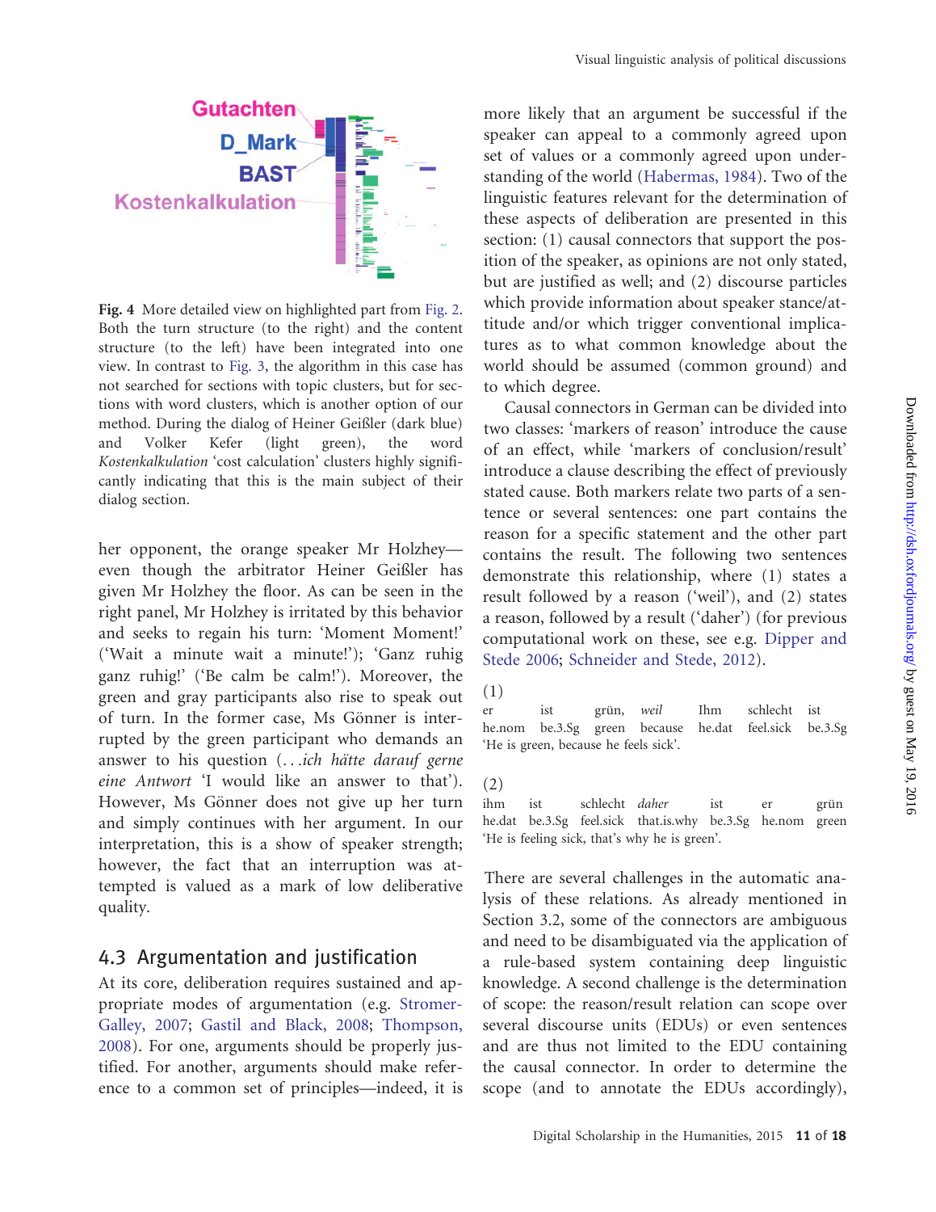Fig. 4 More detailed view on highlighted part from Fig. 2. Both the turn structure (to the right) and the content structure (to the left) have been integrated into one view. In contrast to Fig. 3, the algorithm in this case has not searched for sections with topic clusters, but for sections with word clusters, which is another option of our method. During the dialog of Heiner Geißler (dark blue) and Volker Kefer (light green), the word *Kostenkalkulation* 'cost calculation' clusters highly significantly indicating that this is the main subject of their dialog section.

her opponent, the orange speaker Mr Holzhey—even though the arbitrator Heiner Geißler has given Mr Holzhey the floor. As can be seen in the right panel, Mr Holzhey is irritated by this behavior and seeks to regain his turn: 'Moment Moment!' ('Wait a minute wait a minute!'); 'Ganz ruhig ganz ruhig!' ('Be calm be calm!'). Moreover, the green and gray participants also rise to speak out of turn. In the former case, Ms Gönner is interrupted by the green participant who demands an answer to his question (*...ich hätte darauf gerne eine Antwort* 'I would like an answer to that'). However, Ms Gönner does not give up her turn and simply continues with her argument. In our interpretation, this is a show of speaker strength; however, the fact that an interruption was attempted is valued as a mark of low deliberative quality.

## 4.3 Argumentation and justification

At its core, deliberation requires sustained and appropriate modes of argumentation (e.g. Stromer-Galley, 2007; Gastil and Black, 2008; Thompson, 2008). For one, arguments should be properly justified. For another, arguments should make reference to a common set of principles—indeed, it is more likely that an argument be successful if the speaker can appeal to a commonly agreed upon set of values or a commonly agreed upon understanding of the world (Habermas, 1984). Two of the linguistic features relevant for the determination of these aspects of deliberation are presented in this section: (1) causal connectors that support the position of the speaker, as opinions are not only stated, but are justified as well; and (2) discourse particles which provide information about speaker stance/attitude and/or which trigger conventional implicatures as to what common knowledge about the world should be assumed (common ground) and to which degree.

Causal connectors in German can be divided into two classes: 'markers of reason' introduce the cause of an effect, while 'markers of conclusion/result' introduce a clause describing the effect of previously stated cause. Both markers relate two parts of a sentence or several sentences: one part contains the reason for a specific statement and the other part contains the result. The following two sentences demonstrate this relationship, where (1) states a result followed by a reason ('weil'), and (2) states a reason, followed by a result ('daher') (for previous computational work on these, see e.g. Dipper and Stede 2006; Schneider and Stede, 2012).

(1)

| er | ist | grün, | *weil* | Ihm | schlecht | ist |
|---|---|---|---|---|---|---|
| he.nom | be.3.Sg | green | because | he.dat | feel.sick | be.3.Sg |

'He is green, because he feels sick'.

(2)

| ihm | ist | schlecht | *daher* | ist | er | grün |
|---|---|---|---|---|---|---|
| he.dat | be.3.Sg | feel.sick | that.is.why | be.3.Sg | he.nom | green |

'He is feeling sick, that's why he is green'.

There are several challenges in the automatic analysis of these relations. As already mentioned in Section 3.2, some of the connectors are ambiguous and need to be disambiguated via the application of a rule-based system containing deep linguistic knowledge. A second challenge is the determination of scope: the reason/result relation can scope over several discourse units (EDUs) or even sentences and are thus not limited to the EDU containing the causal connector. In order to determine the scope (and to annotate the EDUs accordingly),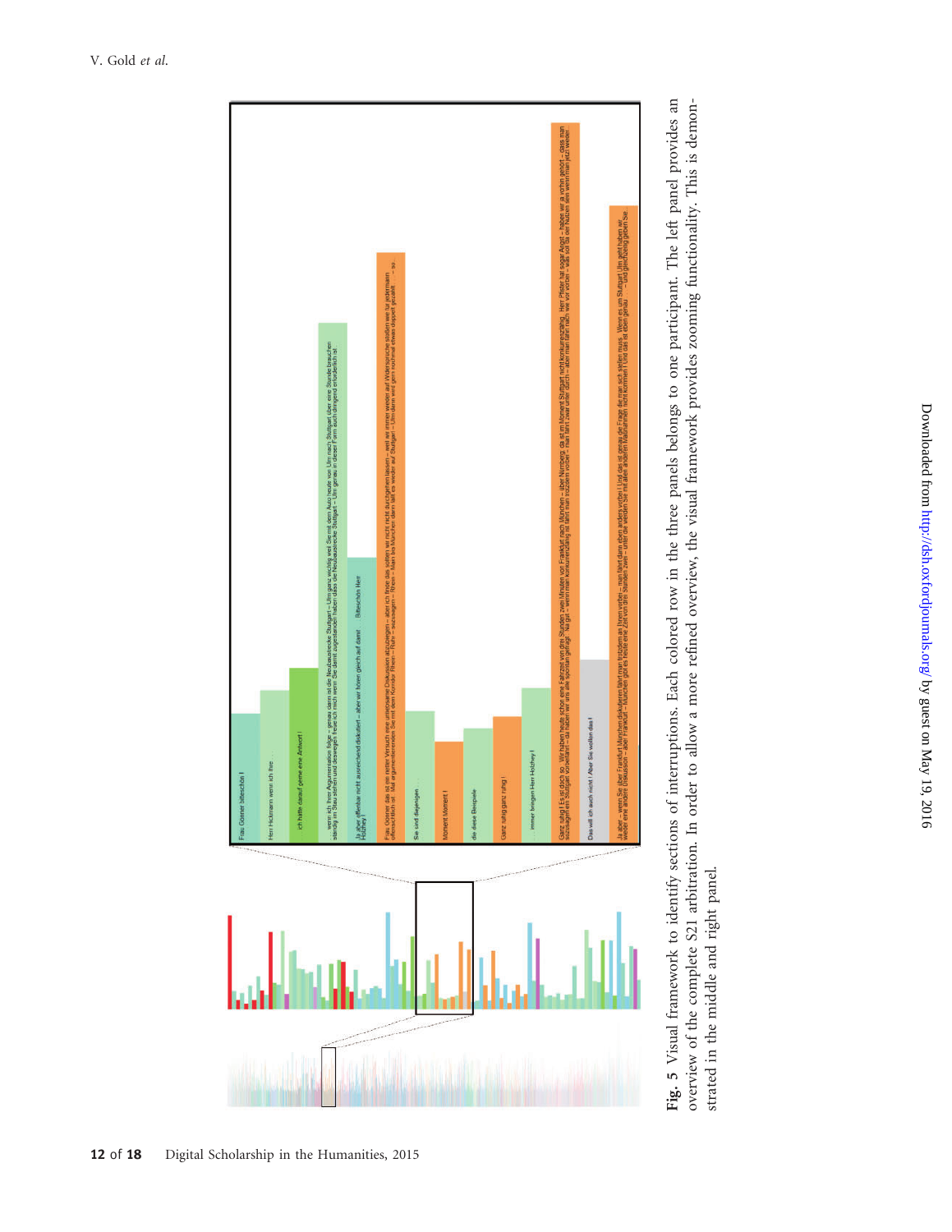**Fig. 5** Visual framework to identify sections of interruptions. Each colored row in the three panels belongs to one participant. The left panel provides an overview of the complete S21 arbitration. In order to allow a more refined overview, the visual framework provides zooming functionality. This is demonstrated in the middle and right panel.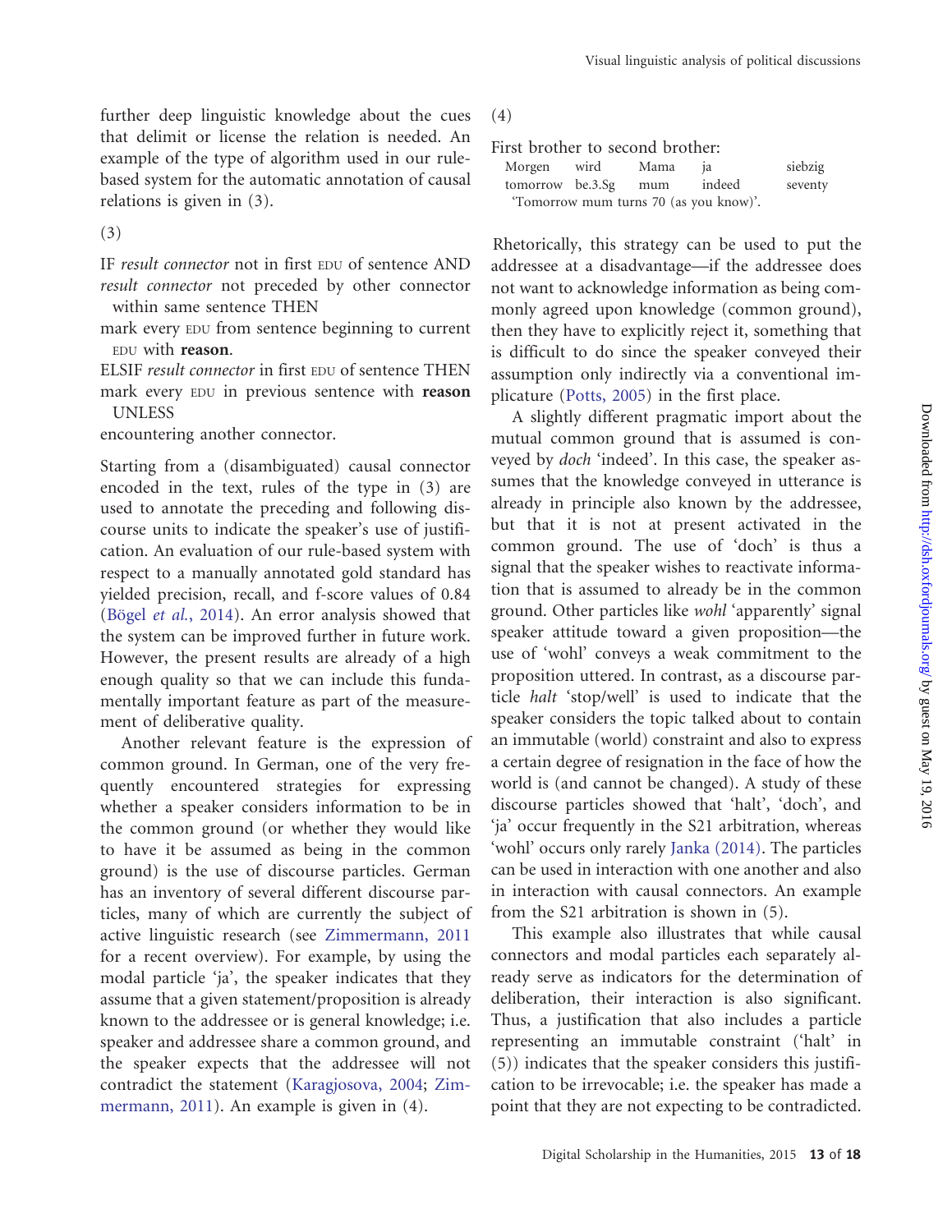further deep linguistic knowledge about the cues that delimit or license the relation is needed. An example of the type of algorithm used in our rule-based system for the automatic annotation of causal relations is given in (3).

(3)

IF *result connector* not in first EDU of sentence AND *result connector* not preceded by other connector within same sentence THEN

mark every EDU from sentence beginning to current EDU with **reason**.

ELSIF *result connector* in first EDU of sentence THEN

mark every EDU in previous sentence with **reason** UNLESS

encountering another connector.

Starting from a (disambiguated) causal connector encoded in the text, rules of the type in (3) are used to annotate the preceding and following discourse units to indicate the speaker's use of justification. An evaluation of our rule-based system with respect to a manually annotated gold standard has yielded precision, recall, and f-score values of 0.84 (Bögel *et al.*, 2014). An error analysis showed that the system can be improved further in future work. However, the present results are already of a high enough quality so that we can include this fundamentally important feature as part of the measurement of deliberative quality.

Another relevant feature is the expression of common ground. In German, one of the very frequently encountered strategies for expressing whether a speaker considers information to be in the common ground (or whether they would like to have it be assumed as being in the common ground) is the use of discourse particles. German has an inventory of several different discourse particles, many of which are currently the subject of active linguistic research (see Zimmermann, 2011 for a recent overview). For example, by using the modal particle 'ja', the speaker indicates that they assume that a given statement/proposition is already known to the addressee or is general knowledge; i.e. speaker and addressee share a common ground, and the speaker expects that the addressee will not contradict the statement (Karagjosova, 2004; Zimmermann, 2011). An example is given in (4).

(4)

First brother to second brother:

| Morgen | wird | Mama | ja | siebzig |
|---|---|---|---|---|
| tomorrow | be.3.Sg | mum | indeed | seventy |

'Tomorrow mum turns 70 (as you know)'.

Rhetorically, this strategy can be used to put the addressee at a disadvantage—if the addressee does not want to acknowledge information as being commonly agreed upon knowledge (common ground), then they have to explicitly reject it, something that is difficult to do since the speaker conveyed their assumption only indirectly via a conventional implicature (Potts, 2005) in the first place.

A slightly different pragmatic import about the mutual common ground that is assumed is conveyed by *doch* 'indeed'. In this case, the speaker assumes that the knowledge conveyed in utterance is already in principle also known by the addressee, but that it is not at present activated in the common ground. The use of 'doch' is thus a signal that the speaker wishes to reactivate information that is assumed to already be in the common ground. Other particles like *wohl* 'apparently' signal speaker attitude toward a given proposition—the use of 'wohl' conveys a weak commitment to the proposition uttered. In contrast, as a discourse particle *halt* 'stop/well' is used to indicate that the speaker considers the topic talked about to contain an immutable (world) constraint and also to express a certain degree of resignation in the face of how the world is (and cannot be changed). A study of these discourse particles showed that 'halt', 'doch', and 'ja' occur frequently in the S21 arbitration, whereas 'wohl' occurs only rarely Janka (2014). The particles can be used in interaction with one another and also in interaction with causal connectors. An example from the S21 arbitration is shown in (5).

This example also illustrates that while causal connectors and modal particles each separately already serve as indicators for the determination of deliberation, their interaction is also significant. Thus, a justification that also includes a particle representing an immutable constraint ('halt' in (5)) indicates that the speaker considers this justification to be irrevocable; i.e. the speaker has made a point that they are not expecting to be contradicted.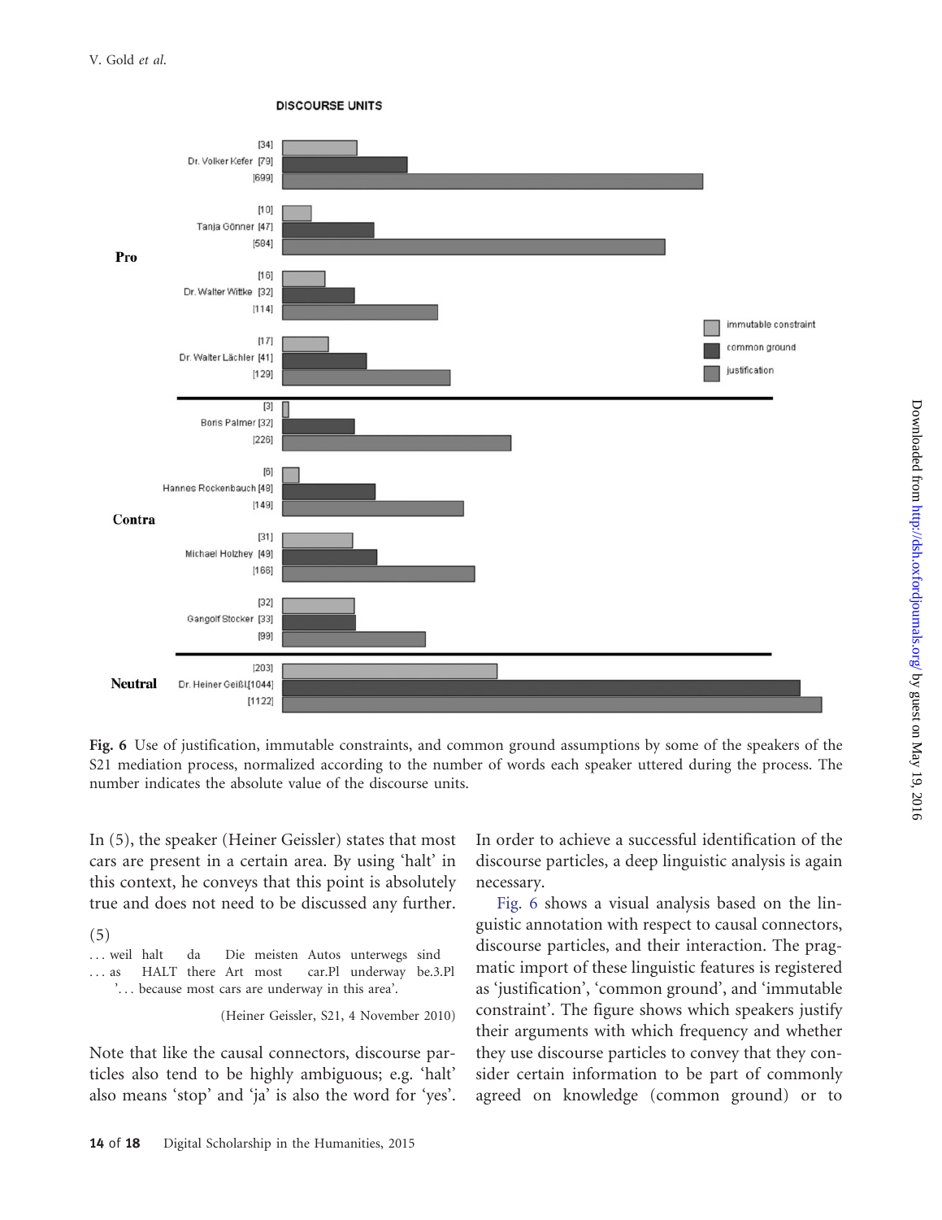**Fig. 6** Use of justification, immutable constraints, and common ground assumptions by some of the speakers of the S21 mediation process, normalized according to the number of words each speaker uttered during the process. The number indicates the absolute value of the discourse units.

In (5), the speaker (Heiner Geissler) states that most cars are present in a certain area. By using 'halt' in this context, he conveys that this point is absolutely true and does not need to be discussed any further.

(5)

... weil halt da Die meisten Autos unterwegs sind
... as HALT there Art most car.Pl underway be.3.Pl
'... because most cars are underway in this area'.

(Heiner Geissler, S21, 4 November 2010)

Note that like the causal connectors, discourse particles also tend to be highly ambiguous; e.g. 'halt' also means 'stop' and 'ja' is also the word for 'yes'. In order to achieve a successful identification of the discourse particles, a deep linguistic analysis is again necessary.

Fig. 6 shows a visual analysis based on the linguistic annotation with respect to causal connectors, discourse particles, and their interaction. The pragmatic import of these linguistic features is registered as 'justification', 'common ground', and 'immutable constraint'. The figure shows which speakers justify their arguments with which frequency and whether they use discourse particles to convey that they consider certain information to be part of commonly agreed on knowledge (common ground) or to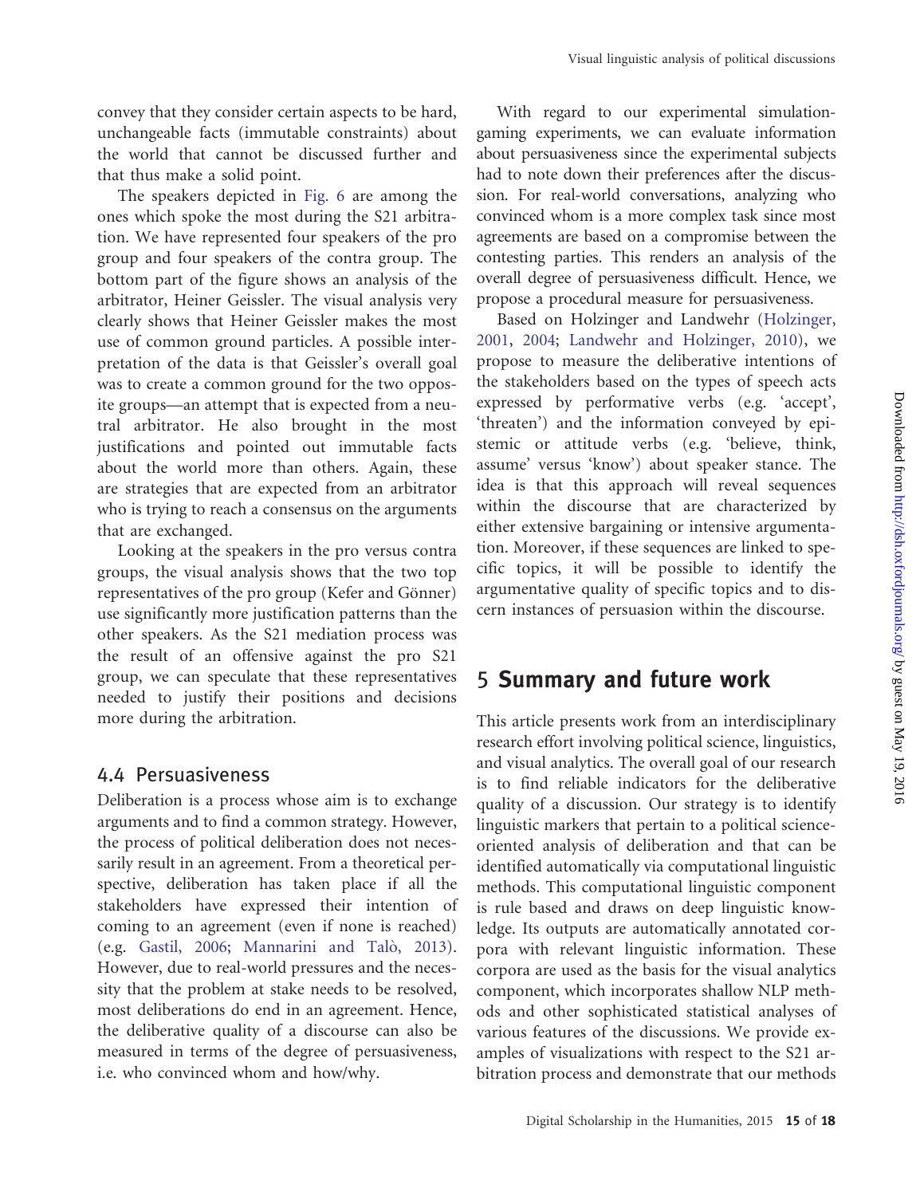convey that they consider certain aspects to be hard, unchangeable facts (immutable constraints) about the world that cannot be discussed further and that thus make a solid point.

The speakers depicted in Fig. 6 are among the ones which spoke the most during the S21 arbitration. We have represented four speakers of the pro group and four speakers of the contra group. The bottom part of the figure shows an analysis of the arbitrator, Heiner Geissler. The visual analysis very clearly shows that Heiner Geissler makes the most use of common ground particles. A possible interpretation of the data is that Geissler's overall goal was to create a common ground for the two opposite groups—an attempt that is expected from a neutral arbitrator. He also brought in the most justifications and pointed out immutable facts about the world more than others. Again, these are strategies that are expected from an arbitrator who is trying to reach a consensus on the arguments that are exchanged.

Looking at the speakers in the pro versus contra groups, the visual analysis shows that the two top representatives of the pro group (Kefer and Gönner) use significantly more justification patterns than the other speakers. As the S21 mediation process was the result of an offensive against the pro S21 group, we can speculate that these representatives needed to justify their positions and decisions more during the arbitration.

### 4.4 Persuasiveness

Deliberation is a process whose aim is to exchange arguments and to find a common strategy. However, the process of political deliberation does not necessarily result in an agreement. From a theoretical perspective, deliberation has taken place if all the stakeholders have expressed their intention of coming to an agreement (even if none is reached) (e.g. Gastil, 2006; Mannarini and Talò, 2013). However, due to real-world pressures and the necessity that the problem at stake needs to be resolved, most deliberations do end in an agreement. Hence, the deliberative quality of a discourse can also be measured in terms of the degree of persuasiveness, i.e. who convinced whom and how/why.

With regard to our experimental simulation-gaming experiments, we can evaluate information about persuasiveness since the experimental subjects had to note down their preferences after the discussion. For real-world conversations, analyzing who convinced whom is a more complex task since most agreements are based on a compromise between the contesting parties. This renders an analysis of the overall degree of persuasiveness difficult. Hence, we propose a procedural measure for persuasiveness.

Based on Holzinger and Landwehr (Holzinger, 2001, 2004; Landwehr and Holzinger, 2010), we propose to measure the deliberative intentions of the stakeholders based on the types of speech acts expressed by performative verbs (e.g. 'accept', 'threaten') and the information conveyed by epistemic or attitude verbs (e.g. 'believe, think, assume' versus 'know') about speaker stance. The idea is that this approach will reveal sequences within the discourse that are characterized by either extensive bargaining or intensive argumentation. Moreover, if these sequences are linked to specific topics, it will be possible to identify the argumentative quality of specific topics and to discern instances of persuasion within the discourse.

## 5 Summary and future work

This article presents work from an interdisciplinary research effort involving political science, linguistics, and visual analytics. The overall goal of our research is to find reliable indicators for the deliberative quality of a discussion. Our strategy is to identify linguistic markers that pertain to a political science-oriented analysis of deliberation and that can be identified automatically via computational linguistic methods. This computational linguistic component is rule based and draws on deep linguistic knowledge. Its outputs are automatically annotated corpora with relevant linguistic information. These corpora are used as the basis for the visual analytics component, which incorporates shallow NLP methods and other sophisticated statistical analyses of various features of the discussions. We provide examples of visualizations with respect to the S21 arbitration process and demonstrate that our methods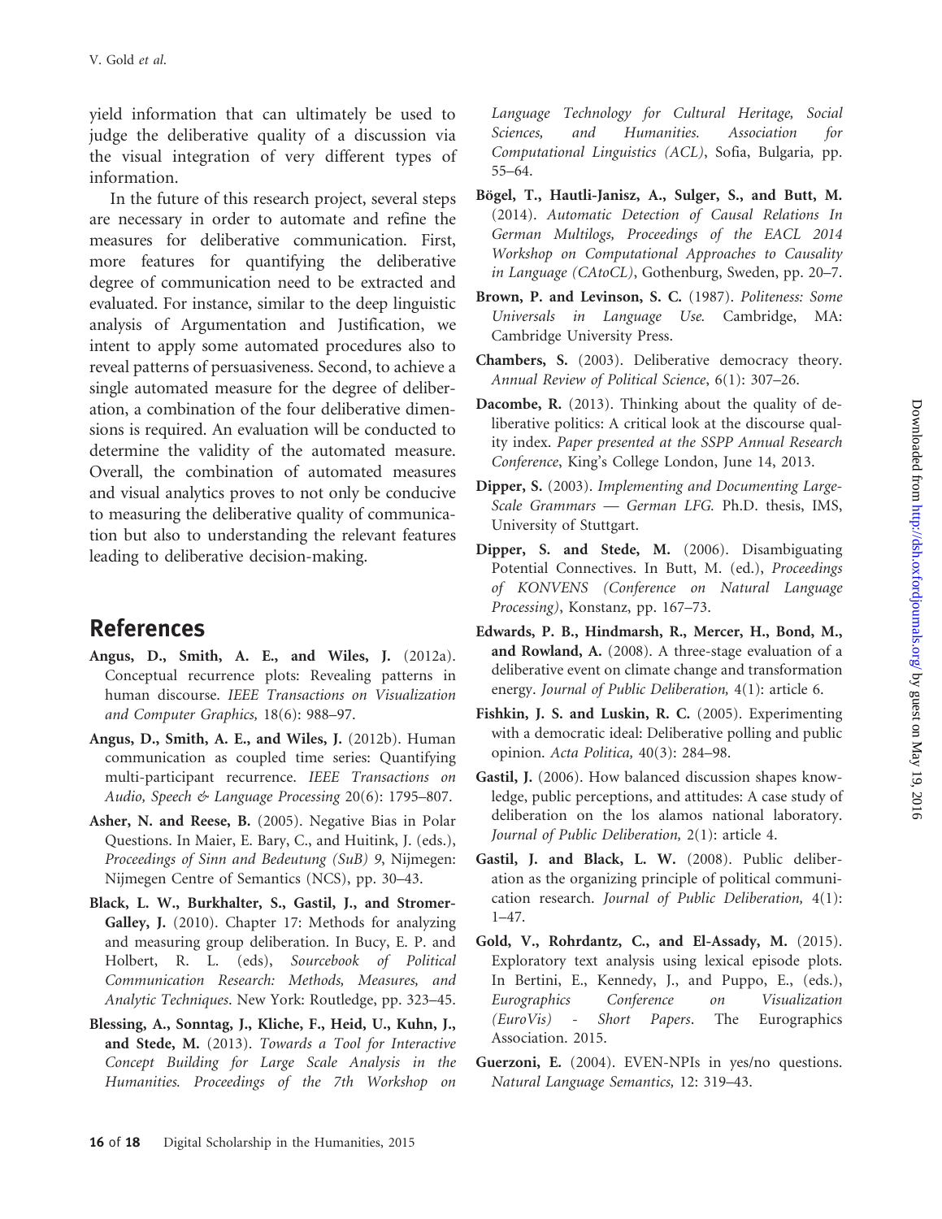yield information that can ultimately be used to judge the deliberative quality of a discussion via the visual integration of very different types of information.

In the future of this research project, several steps are necessary in order to automate and refine the measures for deliberative communication. First, more features for quantifying the deliberative degree of communication need to be extracted and evaluated. For instance, similar to the deep linguistic analysis of Argumentation and Justification, we intend to apply some automated procedures also to reveal patterns of persuasiveness. Second, to achieve a single automated measure for the degree of deliberation, a combination of the four deliberative dimensions is required. An evaluation will be conducted to determine the validity of the automated measure. Overall, the combination of automated measures and visual analytics proves to not only be conducive to measuring the deliberative quality of communication but also to understanding the relevant features leading to deliberative decision-making.

## References

**Angus, D., Smith, A. E., and Wiles, J.** (2012a). Conceptual recurrence plots: Revealing patterns in human discourse. *IEEE Transactions on Visualization and Computer Graphics,* 18(6): 988–97.

**Angus, D., Smith, A. E., and Wiles, J.** (2012b). Human communication as coupled time series: Quantifying multi-participant recurrence. *IEEE Transactions on Audio, Speech & Language Processing* 20(6): 1795–807.

**Asher, N. and Reese, B.** (2005). Negative Bias in Polar Questions. In Maier, E. Bary, C., and Huitink, J. (eds.), *Proceedings of Sinn and Bedeutung (SuB) 9*, Nijmegen: Nijmegen Centre of Semantics (NCS), pp. 30–43.

**Black, L. W., Burkhalter, S., Gastil, J., and Stromer-Galley, J.** (2010). Chapter 17: Methods for analyzing and measuring group deliberation. In Bucy, E. P. and Holbert, R. L. (eds), *Sourcebook of Political Communication Research: Methods, Measures, and Analytic Techniques*. New York: Routledge, pp. 323–45.

**Blessing, A., Sonntag, J., Kliche, F., Heid, U., Kuhn, J., and Stede, M.** (2013). *Towards a Tool for Interactive Concept Building for Large Scale Analysis in the Humanities. Proceedings of the 7th Workshop on Language Technology for Cultural Heritage, Social Sciences, and Humanities. Association for Computational Linguistics (ACL)*, Sofia, Bulgaria, pp. 55–64.

**Bögel, T., Hautli-Janisz, A., Sulger, S., and Butt, M.** (2014). *Automatic Detection of Causal Relations In German Multilogs, Proceedings of the EACL 2014 Workshop on Computational Approaches to Causality in Language (CAtoCL)*, Gothenburg, Sweden, pp. 20–7.

**Brown, P. and Levinson, S. C.** (1987). *Politeness: Some Universals in Language Use.* Cambridge, MA: Cambridge University Press.

**Chambers, S.** (2003). Deliberative democracy theory. *Annual Review of Political Science*, 6(1): 307–26.

**Dacombe, R.** (2013). Thinking about the quality of deliberative politics: A critical look at the discourse quality index. *Paper presented at the SSPP Annual Research Conference*, King's College London, June 14, 2013.

**Dipper, S.** (2003). *Implementing and Documenting Large-Scale Grammars — German LFG.* Ph.D. thesis, IMS, University of Stuttgart.

**Dipper, S. and Stede, M.** (2006). Disambiguating Potential Connectives. In Butt, M. (ed.), *Proceedings of KONVENS (Conference on Natural Language Processing)*, Konstanz, pp. 167–73.

**Edwards, P. B., Hindmarsh, R., Mercer, H., Bond, M., and Rowland, A.** (2008). A three-stage evaluation of a deliberative event on climate change and transformation energy. *Journal of Public Deliberation,* 4(1): article 6.

**Fishkin, J. S. and Luskin, R. C.** (2005). Experimenting with a democratic ideal: Deliberative polling and public opinion. *Acta Politica,* 40(3): 284–98.

**Gastil, J.** (2006). How balanced discussion shapes knowledge, public perceptions, and attitudes: A case study of deliberation on the los alamos national laboratory. *Journal of Public Deliberation,* 2(1): article 4.

**Gastil, J. and Black, L. W.** (2008). Public deliberation as the organizing principle of political communication research. *Journal of Public Deliberation,* 4(1): 1–47.

**Gold, V., Rohrdantz, C., and El-Assady, M.** (2015). Exploratory text analysis using lexical episode plots. In Bertini, E., Kennedy, J., and Puppo, E., (eds.), *Eurographics Conference on Visualization (EuroVis) - Short Papers*. The Eurographics Association. 2015.

**Guerzoni, E.** (2004). EVEN-NPIs in yes/no questions. *Natural Language Semantics,* 12: 319–43.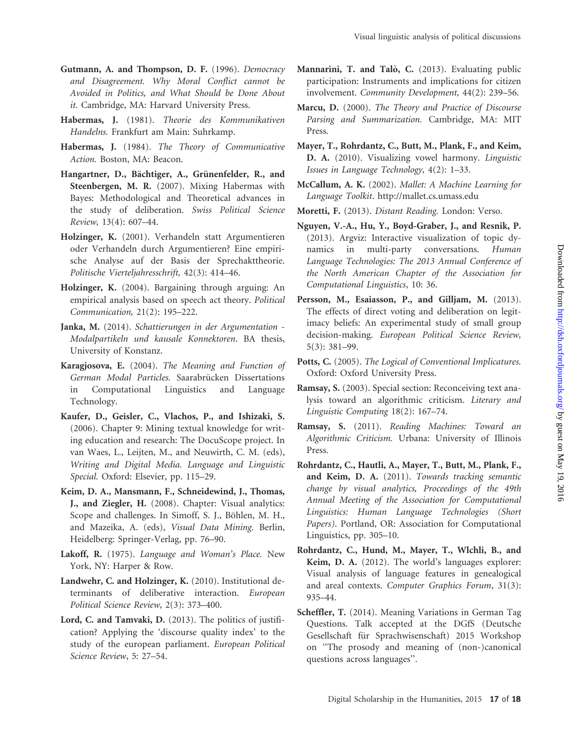**Gutmann, A. and Thompson, D. F.** (1996). *Democracy and Disagreement. Why Moral Conflict cannot be Avoided in Politics, and What Should be Done About it.* Cambridge, MA: Harvard University Press.

**Habermas, J.** (1981). *Theorie des Kommunikativen Handelns.* Frankfurt am Main: Suhrkamp.

**Habermas, J.** (1984). *The Theory of Communicative Action.* Boston, MA: Beacon.

**Hangartner, D., Bächtiger, A., Grünenfelder, R., and Steenbergen, M. R.** (2007). Mixing Habermas with Bayes: Methodological and Theoretical advances in the study of deliberation. *Swiss Political Science Review,* 13(4): 607–44.

**Holzinger, K.** (2001). Verhandeln statt Argumentieren oder Verhandeln durch Argumentieren? Eine empirische Analyse auf der Basis der Sprechakttheorie. *Politische Vierteljahresschrift,* 42(3): 414–46.

**Holzinger, K.** (2004). Bargaining through arguing: An empirical analysis based on speech act theory. *Political Communication,* 21(2): 195–222.

**Janka, M.** (2014). *Schattierungen in der Argumentation - Modalpartikeln und kausale Konnektoren*. BA thesis, University of Konstanz.

**Karagjosova, E.** (2004). *The Meaning and Function of German Modal Particles.* Saarabrücken Dissertations in Computational Linguistics and Language Technology.

**Kaufer, D., Geisler, C., Vlachos, P., and Ishizaki, S.** (2006). Chapter 9: Mining textual knowledge for writing education and research: The DocuScope project. In van Waes, L., Leijten, M., and Neuwirth, C. M. (eds), *Writing and Digital Media. Language and Linguistic Special.* Oxford: Elsevier, pp. 115–29.

**Keim, D. A., Mansmann, F., Schneidewind, J., Thomas, J., and Ziegler, H.** (2008). Chapter: Visual analytics: Scope and challenges. In Simoff, S. J., Böhlen, M. H., and Mazeika, A. (eds), *Visual Data Mining.* Berlin, Heidelberg: Springer-Verlag, pp. 76–90.

**Lakoff, R.** (1975). *Language and Woman's Place.* New York, NY: Harper & Row.

**Landwehr, C. and Holzinger, K.** (2010). Institutional determinants of deliberative interaction. *European Political Science Review,* 2(3): 373–400.

**Lord, C. and Tamvaki, D.** (2013). The politics of justification? Applying the 'discourse quality index' to the study of the european parliament. *European Political Science Review*, 5: 27–54.

**Mannarini, T. and Talò, C.** (2013). Evaluating public participation: Instruments and implications for citizen involvement. *Community Development,* 44(2): 239–56.

**Marcu, D.** (2000). *The Theory and Practice of Discourse Parsing and Summarization.* Cambridge, MA: MIT Press.

**Mayer, T., Rohrdantz, C., Butt, M., Plank, F., and Keim, D. A.** (2010). Visualizing vowel harmony. *Linguistic Issues in Language Technology,* 4(2): 1–33.

**McCallum, A. K.** (2002). *Mallet: A Machine Learning for Language Toolkit*. http://mallet.cs.umass.edu

**Moretti, F.** (2013). *Distant Reading.* London: Verso.

**Nguyen, V.-A., Hu, Y., Boyd-Graber, J., and Resnik, P.** (2013). Argviz: Interactive visualization of topic dynamics in multi-party conversations. *Human Language Technologies: The 2013 Annual Conference of the North American Chapter of the Association for Computational Linguistics*, 10: 36.

**Persson, M., Esaiasson, P., and Gilljam, M.** (2013). The effects of direct voting and deliberation on legitimacy beliefs: An experimental study of small group decision-making. *European Political Science Review,* 5(3): 381–99.

**Potts, C.** (2005). *The Logical of Conventional Implicatures.* Oxford: Oxford University Press.

**Ramsay, S.** (2003). Special section: Reconceiving text analysis toward an algorithmic criticism. *Literary and Linguistic Computing* 18(2): 167–74.

**Ramsay, S.** (2011). *Reading Machines: Toward an Algorithmic Criticism.* Urbana: University of Illinois Press.

**Rohrdantz, C., Hautli, A., Mayer, T., Butt, M., Plank, F., and Keim, D. A.** (2011). *Towards tracking semantic change by visual analytics, Proceedings of the 49th Annual Meeting of the Association for Computational Linguistics: Human Language Technologies (Short Papers)*. Portland, OR: Association for Computational Linguistics, pp. 305–10.

**Rohrdantz, C., Hund, M., Mayer, T., Wlchli, B., and Keim, D. A.** (2012). The world's languages explorer: Visual analysis of language features in genealogical and areal contexts. *Computer Graphics Forum*, 31(3): 935–44.

**Scheffler, T.** (2014). Meaning Variations in German Tag Questions. Talk accepted at the DGfS (Deutsche Gesellschaft für Sprachwisenschaft) 2015 Workshop on ''The prosody and meaning of (non-)canonical questions across languages''.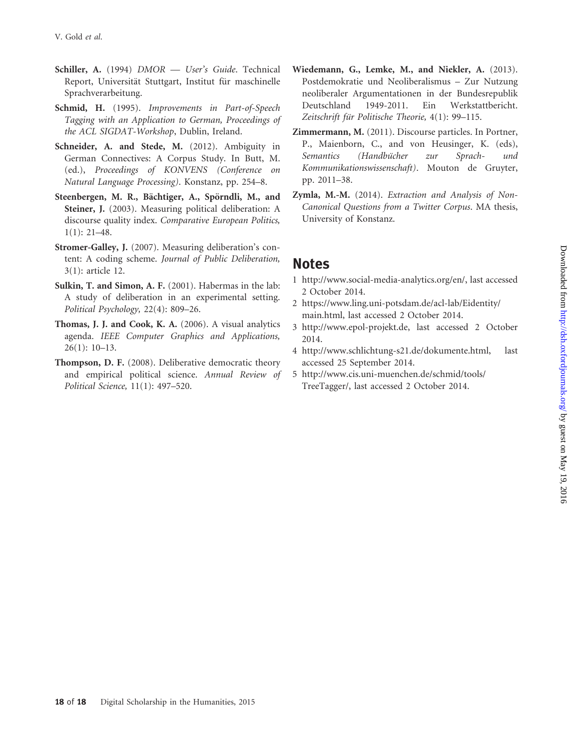**Schiller, A.** (1994) *DMOR — User's Guide*. Technical Report, Universität Stuttgart, Institut für maschinelle Sprachverarbeitung.

**Schmid, H.** (1995). *Improvements in Part-of-Speech Tagging with an Application to German, Proceedings of the ACL SIGDAT-Workshop*, Dublin, Ireland.

**Schneider, A. and Stede, M.** (2012). Ambiguity in German Connectives: A Corpus Study. In Butt, M. (ed.), *Proceedings of KONVENS (Conference on Natural Language Processing)*. Konstanz, pp. 254–8.

**Steenbergen, M. R., Bächtiger, A., Spörndli, M., and Steiner, J.** (2003). Measuring political deliberation: A discourse quality index. *Comparative European Politics,* 1(1): 21–48.

**Stromer-Galley, J.** (2007). Measuring deliberation's content: A coding scheme. *Journal of Public Deliberation,* 3(1): article 12.

**Sulkin, T. and Simon, A. F.** (2001). Habermas in the lab: A study of deliberation in an experimental setting. *Political Psychology,* 22(4): 809–26.

**Thomas, J. J. and Cook, K. A.** (2006). A visual analytics agenda. *IEEE Computer Graphics and Applications,* 26(1): 10–13.

**Thompson, D. F.** (2008). Deliberative democratic theory and empirical political science. *Annual Review of Political Science,* 11(1): 497–520.

**Wiedemann, G., Lemke, M., and Niekler, A.** (2013). Postdemokratie und Neoliberalismus – Zur Nutzung neoliberaler Argumentationen in der Bundesrepublik Deutschland 1949-2011. Ein Werkstattbericht. *Zeitschrift für Politische Theorie,* 4(1): 99–115.

**Zimmermann, M.** (2011). Discourse particles. In Portner, P., Maienborn, C., and von Heusinger, K. (eds), *Semantics (Handbücher zur Sprach- und Kommunikationswissenschaft)*. Mouton de Gruyter, pp. 2011–38.

**Zymla, M.-M.** (2014). *Extraction and Analysis of Non-Canonical Questions from a Twitter Corpus*. MA thesis, University of Konstanz.

## Notes

1 http://www.social-media-analytics.org/en/, last accessed 2 October 2014.

2 https://www.ling.uni-potsdam.de/acl-lab/Eidentity/main.html, last accessed 2 October 2014.

3 http://www.epol-projekt.de, last accessed 2 October 2014.

4 http://www.schlichtung-s21.de/dokumente.html, last accessed 25 September 2014.

5 http://www.cis.uni-muenchen.de/schmid/tools/TreeTagger/, last accessed 2 October 2014.